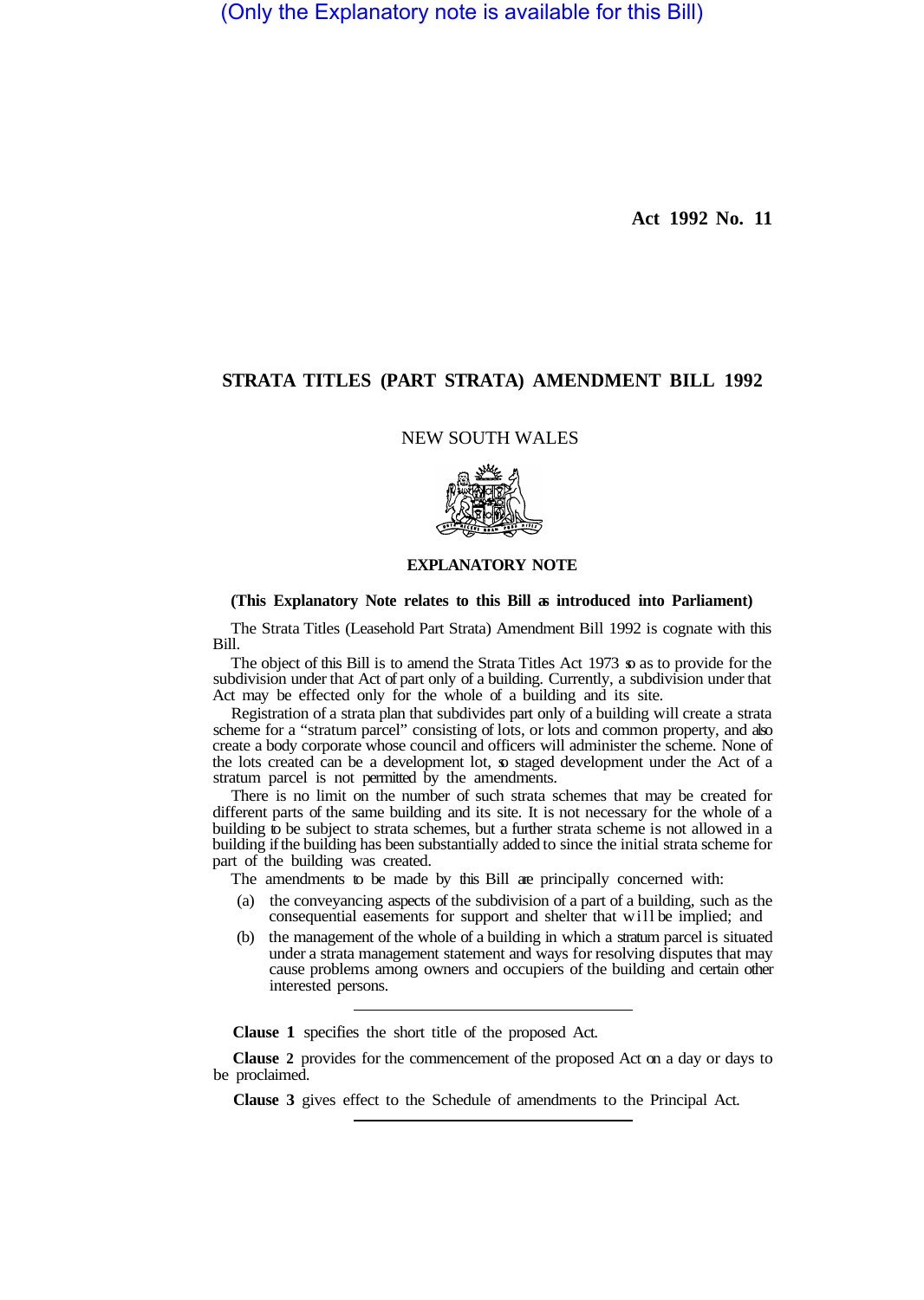(Only the Explanatory note is available for this Bill)

**Act 1992 No. 11**

# STRATA TITLES (PART STRATA) AMENDMENT BILL 1992

NEW SOUTH WALES

## EXPLANATORY NOTE

**(This Explanatory Note relates to this Bill as introduced into Parliament)**

The Strata Titles (Leasehold Part Strata) Amendment Bill 1992 is cognate with this Bill.

The object of this Bill is to amend the Strata Titles Act 1973 so as to provide for the subdivision under that Act of part only of a building. Currently, a subdivision under that Act may be effected only for the whole of a building and its site.

Registration of a strata plan that subdivides part only of a building will create a strata scheme for a "stratum parcel" consisting of lots, or lots and common property, and also create a body corporate whose council and officers will administer the scheme. None of the lots created can be a development lot, so staged development under the Act of a stratum parcel is not permitted by the amendments.

There is no limit on the number of such strata schemes that may be created for different parts of the same building and its site. It is not necessary for the whole of a building to be subject to strata schemes, but a further strata scheme is not allowed in a building if the building has been substantially added to since the initial strata scheme for part of the building was created.

The amendments to be made by this Bill are principally concerned with:

(a) the conveyancing aspects of the subdivision of a part of a building, such as the consequential easements for support and shelter that will be implied; and

(b) the management of the whole of a building in which a stratum parcel is situated under a strata management statement and ways for resolving disputes that may cause problems among owners and occupiers of the building and certain other interested persons.

---

**Clause 1** specifies the short title of the proposed Act.

**Clause 2** provides for the commencement of the proposed Act on a day or days to be proclaimed.

**Clause 3** gives effect to the Schedule of amendments to the Principal Act.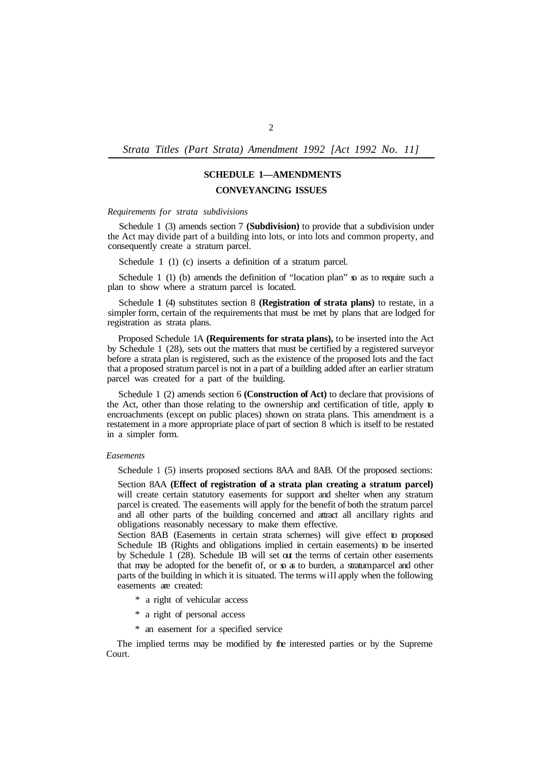## SCHEDULE 1—AMENDMENTS

### CONVEYANCING ISSUES

*Requirements for strata subdivisions*

Schedule 1 (3) amends section 7 **(Subdivision)** to provide that a subdivision under the Act may divide part of a building into lots, or into lots and common property, and consequently create a stratum parcel.

Schedule 1 (1) (c) inserts a definition of a stratum parcel.

Schedule 1 (1) (b) amends the definition of "location plan" so as to require such a plan to show where a stratum parcel is located.

Schedule 1 (4) substitutes section 8 **(Registration of strata plans)** to restate, in a simpler form, certain of the requirements that must be met by plans that are lodged for registration as strata plans.

Proposed Schedule 1A **(Requirements for strata plans),** to be inserted into the Act by Schedule 1 (28), sets out the matters that must be certified by a registered surveyor before a strata plan is registered, such as the existence of the proposed lots and the fact that a proposed stratum parcel is not in a part of a building added after an earlier stratum parcel was created for a part of the building.

Schedule 1 (2) amends section 6 **(Construction of Act)** to declare that provisions of the Act, other than those relating to the ownership and certification of title, apply to encroachments (except on public places) shown on strata plans. This amendment is a restatement in a more appropriate place of part of section 8 which is itself to be restated in a simpler form.

*Easements*

Schedule 1 (5) inserts proposed sections 8AA and 8AB. Of the proposed sections:

Section 8AA **(Effect of registration of a strata plan creating a stratum parcel)** will create certain statutory easements for support and shelter when any stratum parcel is created. The easements will apply for the benefit of both the stratum parcel and all other parts of the building concerned and attract all ancillary rights and obligations reasonably necessary to make them effective.

Section 8AB (Easements in certain strata schemes) will give effect to proposed Schedule 1B (Rights and obligations implied in certain easements) to be inserted by Schedule 1 (28). Schedule 1B will set out the terms of certain other easements that may be adopted for the benefit of, or so as to burden, a stratum parcel and other parts of the building in which it is situated. The terms will apply when the following easements are created:

* a right of vehicular access
* a right of personal access
* an easement for a specified service

The implied terms may be modified by the interested parties or by the Supreme Court.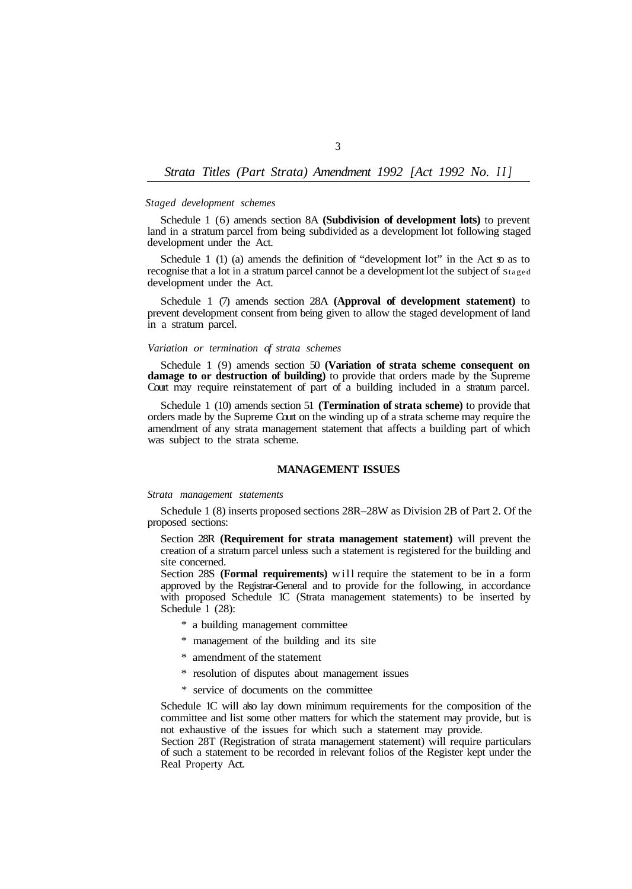*Staged development schemes*

Schedule 1 (6) amends section 8A **(Subdivision of development lots)** to prevent land in a stratum parcel from being subdivided as a development lot following staged development under the Act.

Schedule 1 (1) (a) amends the definition of "development lot" in the Act so as to recognise that a lot in a stratum parcel cannot be a development lot the subject of Staged development under the Act.

Schedule 1 (7) amends section 28A **(Approval of development statement)** to prevent development consent from being given to allow the staged development of land in a stratum parcel.

*Variation or termination of strata schemes*

Schedule 1 (9) amends section 50 **(Variation of strata scheme consequent on damage to or destruction of building)** to provide that orders made by the Supreme Court may require reinstatement of part of a building included in a stratum parcel.

Schedule 1 (10) amends section 51 **(Termination of strata scheme)** to provide that orders made by the Supreme Court on the winding up of a strata scheme may require the amendment of any strata management statement that affects a building part of which was subject to the strata scheme.

## MANAGEMENT ISSUES

*Strata management statements*

Schedule 1 (8) inserts proposed sections 28R–28W as Division 2B of Part 2. Of the proposed sections:

Section 28R **(Requirement for strata management statement)** will prevent the creation of a stratum parcel unless such a statement is registered for the building and site concerned.

Section 28S **(Formal requirements)** will require the statement to be in a form approved by the Registrar-General and to provide for the following, in accordance with proposed Schedule 1C (Strata management statements) to be inserted by Schedule 1 (28):

* a building management committee
* management of the building and its site
* amendment of the statement
* resolution of disputes about management issues
* service of documents on the committee

Schedule 1C will also lay down minimum requirements for the composition of the committee and list some other matters for which the statement may provide, but is not exhaustive of the issues for which such a statement may provide.

Section 28T (Registration of strata management statement) will require particulars of such a statement to be recorded in relevant folios of the Register kept under the Real Property Act.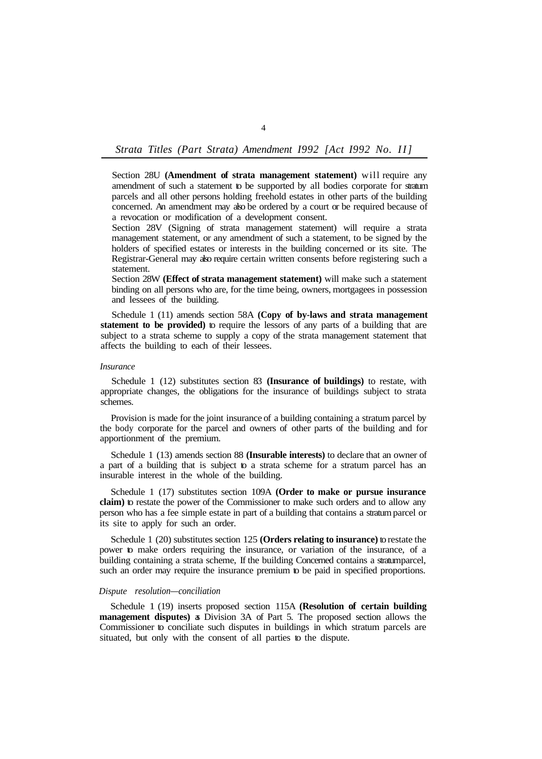Section 28U **(Amendment of strata management statement)** will require any amendment of such a statement to be supported by all bodies corporate for stratum parcels and all other persons holding freehold estates in other parts of the building concerned. An amendment may also be ordered by a court or be required because of a revocation or modification of a development consent.

Section 28V (Signing of strata management statement) will require a strata management statement, or any amendment of such a statement, to be signed by the holders of specified estates or interests in the building concerned or its site. The Registrar-General may also require certain written consents before registering such a statement.

Section 28W **(Effect of strata management statement)** will make such a statement binding on all persons who are, for the time being, owners, mortgagees in possession and lessees of the building.

Schedule 1 (11) amends section 58A **(Copy of by-laws and strata management statement to be provided)** to require the lessors of any parts of a building that are subject to a strata scheme to supply a copy of the strata management statement that affects the building to each of their lessees.

*Insurance*

Schedule 1 (12) substitutes section 83 **(Insurance of buildings)** to restate, with appropriate changes, the obligations for the insurance of buildings subject to strata schemes.

Provision is made for the joint insurance of a building containing a stratum parcel by the body corporate for the parcel and owners of other parts of the building and for apportionment of the premium.

Schedule 1 (13) amends section 88 **(Insurable interests)** to declare that an owner of a part of a building that is subject to a strata scheme for a stratum parcel has an insurable interest in the whole of the building.

Schedule 1 (17) substitutes section 109A **(Order to make or pursue insurance claim)** to restate the power of the Commissioner to make such orders and to allow any person who has a fee simple estate in part of a building that contains a stratum parcel or its site to apply for such an order.

Schedule 1 (20) substitutes section 125 **(Orders relating to insurance)** to restate the power to make orders requiring the insurance, or variation of the insurance, of a building containing a strata scheme, If the building Concerned contains a stratum parcel, such an order may require the insurance premium to be paid in specified proportions.

*Dispute resolution—conciliation*

Schedule 1 (19) inserts proposed section 115A **(Resolution of certain building management disputes)** as Division 3A of Part 5. The proposed section allows the Commissioner to conciliate such disputes in buildings in which stratum parcels are situated, but only with the consent of all parties to the dispute.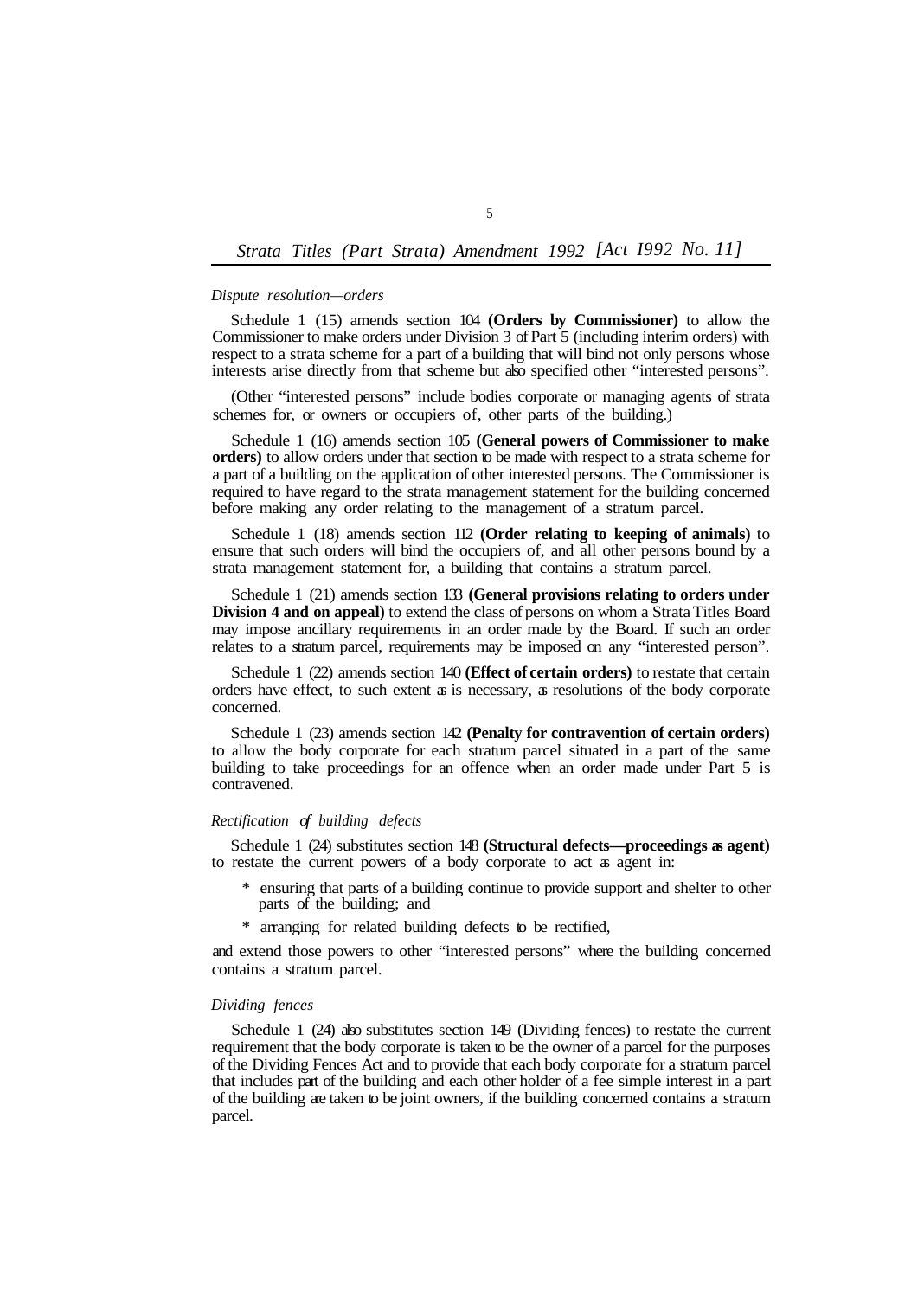*Dispute resolution—orders*

Schedule 1 (15) amends section 104 **(Orders by Commissioner)** to allow the Commissioner to make orders under Division 3 of Part 5 (including interim orders) with respect to a strata scheme for a part of a building that will bind not only persons whose interests arise directly from that scheme but also specified other "interested persons".

(Other "interested persons" include bodies corporate or managing agents of strata schemes for, or owners or occupiers of, other parts of the building.)

Schedule 1 (16) amends section 105 **(General powers of Commissioner to make orders)** to allow orders under that section to be made with respect to a strata scheme for a part of a building on the application of other interested persons. The Commissioner is required to have regard to the strata management statement for the building concerned before making any order relating to the management of a stratum parcel.

Schedule 1 (18) amends section 112 **(Order relating to keeping of animals)** to ensure that such orders will bind the occupiers of, and all other persons bound by a strata management statement for, a building that contains a stratum parcel.

Schedule 1 (21) amends section 133 **(General provisions relating to orders under Division 4 and on appeal)** to extend the class of persons on whom a Strata Titles Board may impose ancillary requirements in an order made by the Board. If such an order relates to a stratum parcel, requirements may be imposed on any "interested person".

Schedule 1 (22) amends section 140 **(Effect of certain orders)** to restate that certain orders have effect, to such extent as is necessary, as resolutions of the body corporate concerned.

Schedule 1 (23) amends section 142 **(Penalty for contravention of certain orders)** to allow the body corporate for each stratum parcel situated in a part of the same building to take proceedings for an offence when an order made under Part 5 is contravened.

*Rectification of building defects*

Schedule 1 (24) substitutes section 148 **(Structural defects—proceedings as agent)** to restate the current powers of a body corporate to act as agent in:

* ensuring that parts of a building continue to provide support and shelter to other parts of the building; and
* arranging for related building defects to be rectified,

and extend those powers to other "interested persons" where the building concerned contains a stratum parcel.

*Dividing fences*

Schedule 1 (24) also substitutes section 149 (Dividing fences) to restate the current requirement that the body corporate is taken to be the owner of a parcel for the purposes of the Dividing Fences Act and to provide that each body corporate for a stratum parcel that includes part of the building and each other holder of a fee simple interest in a part of the building are taken to be joint owners, if the building concerned contains a stratum parcel.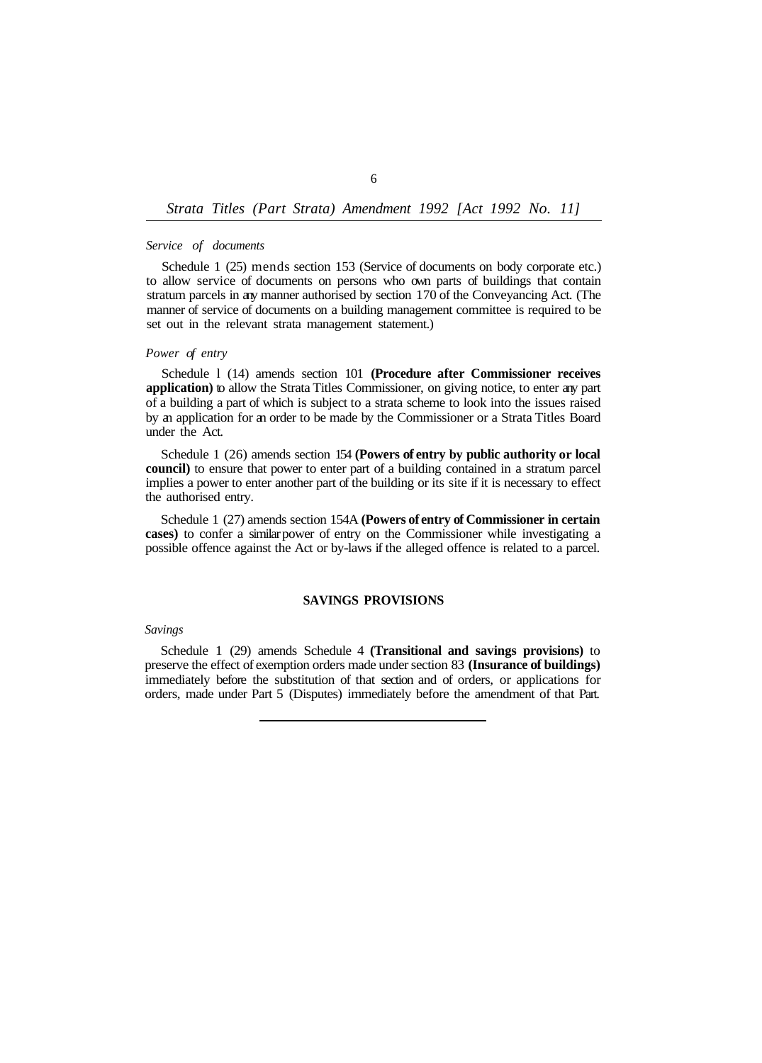*Service of documents*

Schedule 1 (25) mends section 153 (Service of documents on body corporate etc.) to allow service of documents on persons who own parts of buildings that contain stratum parcels in any manner authorised by section 170 of the Conveyancing Act. (The manner of service of documents on a building management committee is required to be set out in the relevant strata management statement.)

*Power of entry*

Schedule 1 (14) amends section 101 **(Procedure after Commissioner receives application)** to allow the Strata Titles Commissioner, on giving notice, to enter any part of a building a part of which is subject to a strata scheme to look into the issues raised by an application for an order to be made by the Commissioner or a Strata Titles Board under the Act.

Schedule 1 (26) amends section 154 **(Powers of entry by public authority or local council)** to ensure that power to enter part of a building contained in a stratum parcel implies a power to enter another part of the building or its site if it is necessary to effect the authorised entry.

Schedule 1 (27) amends section 154A **(Powers of entry of Commissioner in certain cases)** to confer a similar power of entry on the Commissioner while investigating a possible offence against the Act or by-laws if the alleged offence is related to a parcel.

## SAVINGS PROVISIONS

*Savings*

Schedule 1 (29) amends Schedule 4 **(Transitional and savings provisions)** to preserve the effect of exemption orders made under section 83 **(Insurance of buildings)** immediately before the substitution of that section and of orders, or applications for orders, made under Part 5 (Disputes) immediately before the amendment of that Part.